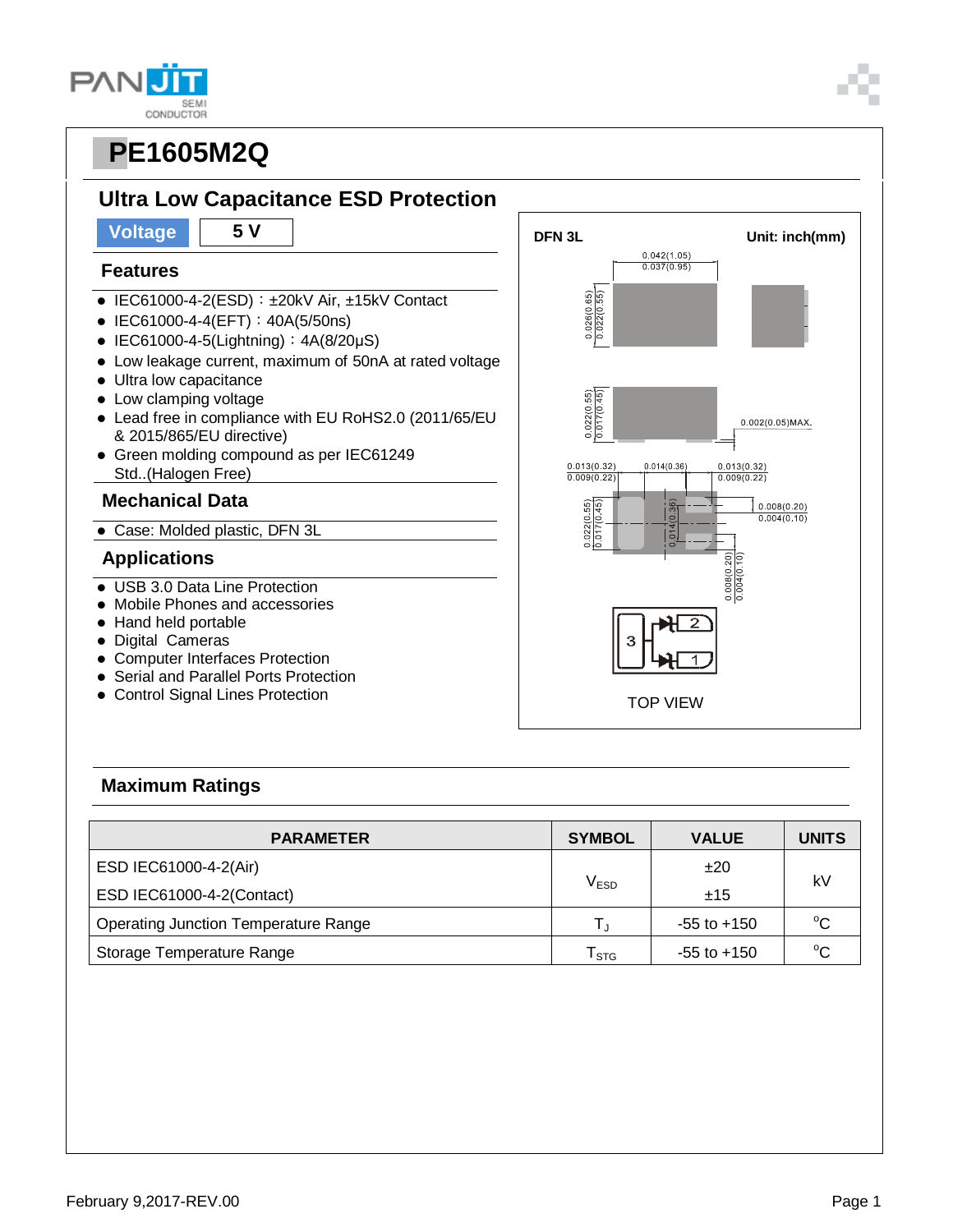# PE1605M2Q

## Ultra Low Capacitance ESD Protection

| Voltage | 5 V |
|---|---|

### Features

- IEC61000-4-2(ESD)：±20kV Air, ±15kV Contact
- IEC61000-4-4(EFT)：40A(5/50ns)
- IEC61000-4-5(Lightning)：4A(8/20μS)
- Low leakage current, maximum of 50nA at rated voltage
- Ultra low capacitance
- Low clamping voltage
- Lead free in compliance with EU RoHS2.0 (2011/65/EU & 2015/865/EU directive)
- Green molding compound as per IEC61249 Std..(Halogen Free)

### Mechanical Data

- Case: Molded plastic, DFN 3L

### Applications

- USB 3.0 Data Line Protection
- Mobile Phones and accessories
- Hand held portable
- Digital Cameras
- Computer Interfaces Protection
- Serial and Parallel Ports Protection
- Control Signal Lines Protection

DFN 3L    Unit: inch(mm)

0.042(1.05) 0.037(0.95)
0.026(0.65) 0.022(0.55)
0.022(0.55) 0.017(0.45)
0.002(0.05)MAX.
0.013(0.32) 0.009(0.22)
0.014(0.36)
0.013(0.32) 0.009(0.22)
0.022(0.55) 0.017(0.45)
0.014(0.36)
0.008(0.20) 0.004(0.10)
0.008(0.20) 0.004(0.10)

TOP VIEW

### Maximum Ratings

| PARAMETER | SYMBOL | VALUE | UNITS |
|---|---|---|---|
| ESD IEC61000-4-2(Air) | $V_{ESD}$ | ±20 | kV |
| ESD IEC61000-4-2(Contact) | | ±15 | |
| Operating Junction Temperature Range | $T_J$ | -55 to +150 | $^oC$ |
| Storage Temperature Range | $T_{STG}$ | -55 to +150 | $^oC$ |

February 9,2017-REV.00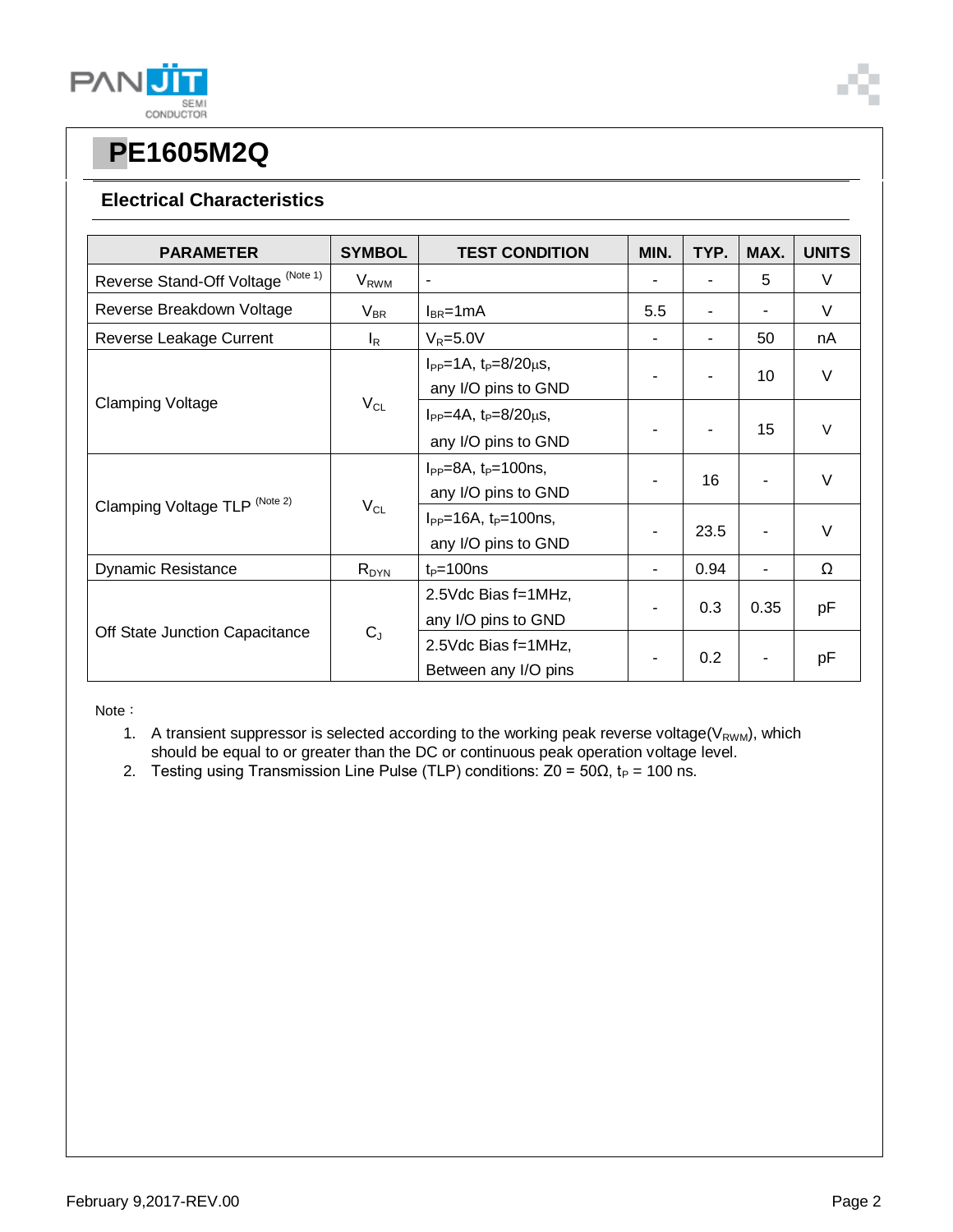# PE1605M2Q

## Electrical Characteristics

| PARAMETER | SYMBOL | TEST CONDITION | MIN. | TYP. | MAX. | UNITS |
|---|---|---|---|---|---|---|
| Reverse Stand-Off Voltage (Note 1) | $V_{RWM}$ | - | - | - | 5 | V |
| Reverse Breakdown Voltage | $V_{BR}$ | $I_{BR}$=1mA | 5.5 | - | - | V |
| Reverse Leakage Current | $I_R$ | $V_R$=5.0V | - | - | 50 | nA |
| Clamping Voltage | $V_{CL}$ | $I_{PP}$=1A, $t_P$=8/20μs, any I/O pins to GND | - | - | 10 | V |
| | | $I_{PP}$=4A, $t_P$=8/20μs, any I/O pins to GND | - | - | 15 | V |
| Clamping Voltage TLP (Note 2) | $V_{CL}$ | $I_{PP}$=8A, $t_P$=100ns, any I/O pins to GND | - | 16 | - | V |
| | | $I_{PP}$=16A, $t_P$=100ns, any I/O pins to GND | - | 23.5 | - | V |
| Dynamic Resistance | $R_{DYN}$ | $t_P$=100ns | - | 0.94 | - | Ω |
| Off State Junction Capacitance | $C_J$ | 2.5Vdc Bias f=1MHz, any I/O pins to GND | - | 0.3 | 0.35 | pF |
| | | 2.5Vdc Bias f=1MHz, Between any I/O pins | - | 0.2 | - | pF |

Note：

1. A transient suppressor is selected according to the working peak reverse voltage($V_{RWM}$), which should be equal to or greater than the DC or continuous peak operation voltage level.
2. Testing using Transmission Line Pulse (TLP) conditions: Z0 = 50Ω, $t_P$ = 100 ns.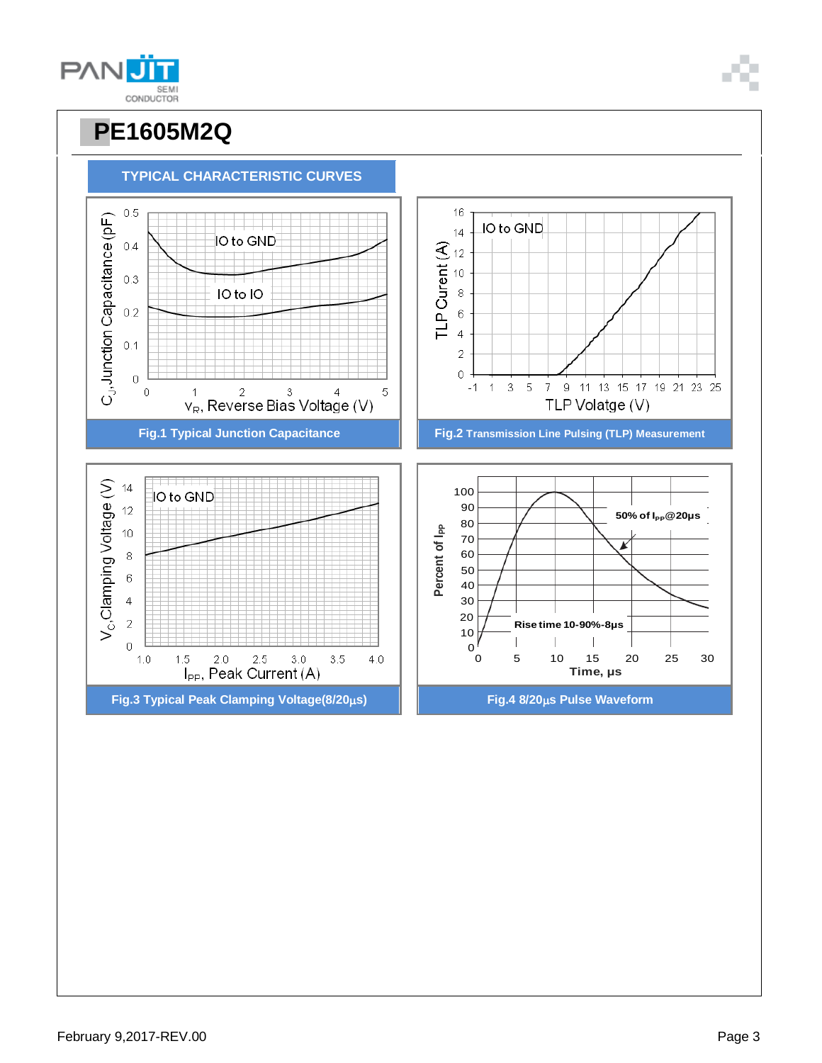# PE1605M2Q

## TYPICAL CHARACTERISTIC CURVES

Fig.1 Typical Junction Capacitance

Fig.2 Transmission Line Pulsing (TLP) Measurement

Fig.3 Typical Peak Clamping Voltage(8/20μs)

Fig.4 8/20μs Pulse Waveform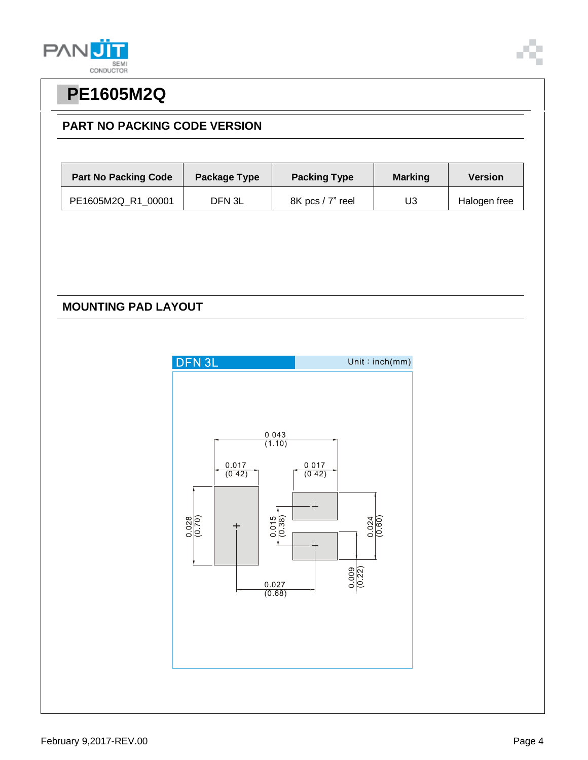# PE1605M2Q

## PART NO PACKING CODE VERSION

| Part No Packing Code | Package Type | Packing Type | Marking | Version |
|---|---|---|---|---|
| PE1605M2Q_R1_00001 | DFN 3L | 8K pcs / 7" reel | U3 | Halogen free |

## MOUNTING PAD LAYOUT

DFN 3L

Unit : inch(mm)

0.043 (1.10)

0.017 (0.42)

0.017 (0.42)

0.028 (0.70)

0.015 (0.38)

0.024 (0.60)

0.027 (0.68)

0.009 (0.22)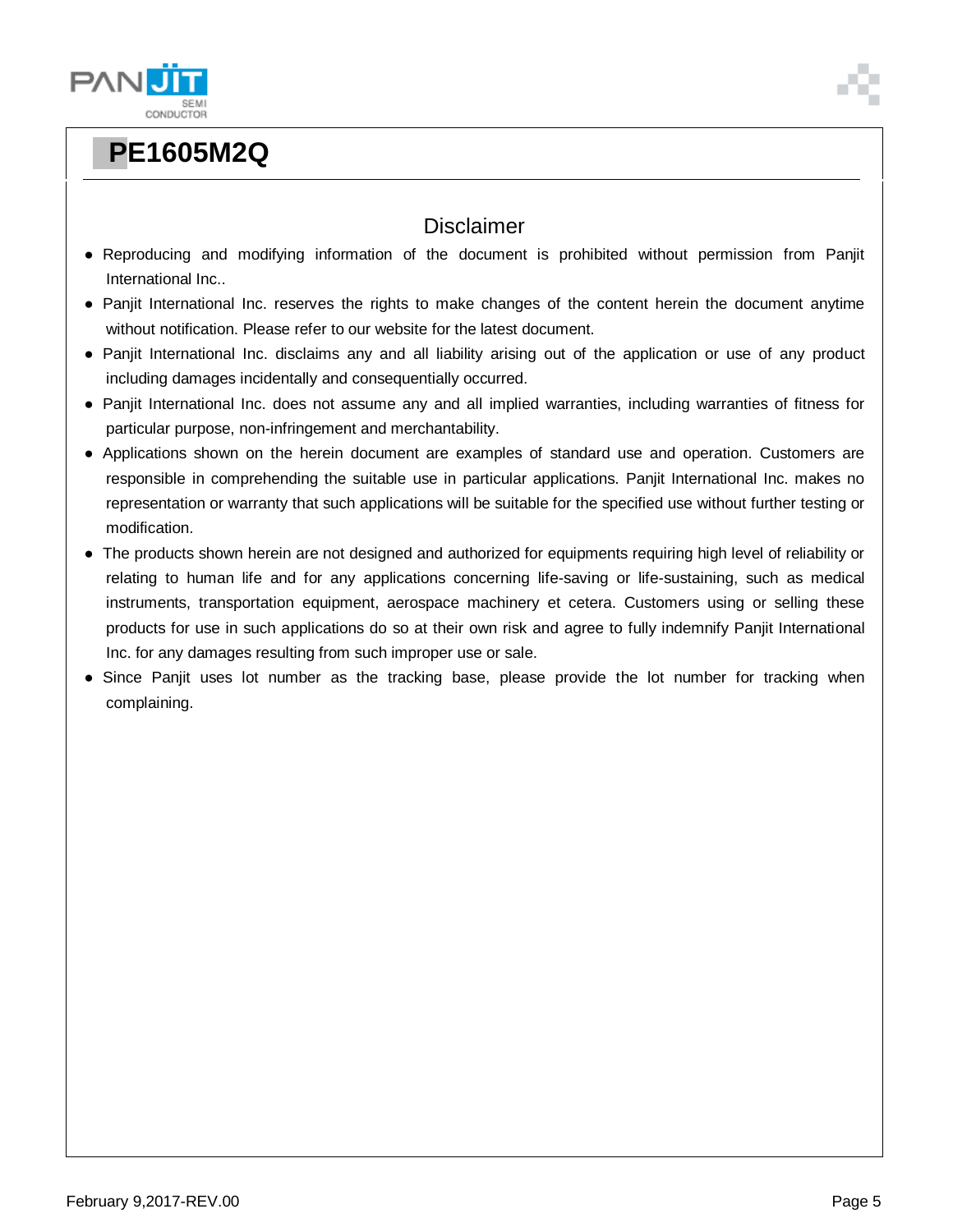# PE1605M2Q

## Disclaimer

- Reproducing and modifying information of the document is prohibited without permission from Panjit International Inc..
- Panjit International Inc. reserves the rights to make changes of the content herein the document anytime without notification. Please refer to our website for the latest document.
- Panjit International Inc. disclaims any and all liability arising out of the application or use of any product including damages incidentally and consequentially occurred.
- Panjit International Inc. does not assume any and all implied warranties, including warranties of fitness for particular purpose, non-infringement and merchantability.
- Applications shown on the herein document are examples of standard use and operation. Customers are responsible in comprehending the suitable use in particular applications. Panjit International Inc. makes no representation or warranty that such applications will be suitable for the specified use without further testing or modification.
- The products shown herein are not designed and authorized for equipments requiring high level of reliability or relating to human life and for any applications concerning life-saving or life-sustaining, such as medical instruments, transportation equipment, aerospace machinery et cetera. Customers using or selling these products for use in such applications do so at their own risk and agree to fully indemnify Panjit International Inc. for any damages resulting from such improper use or sale.
- Since Panjit uses lot number as the tracking base, please provide the lot number for tracking when complaining.